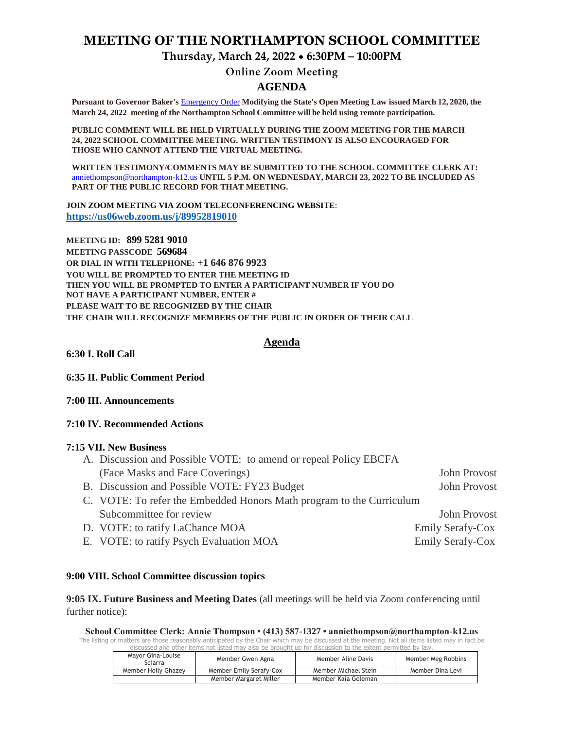# MEETING OF THE NORTHAMPTON SCHOOL COMMITTEE

## Thursday, March 24, 2022 ⬥ 6:30PM – 10:00PM

### Online Zoom Meeting

### AGENDA

**Pursuant to Governor Baker's Emergency Order Modifying the State's Open Meeting Law issued March 12, 2020, the March 24, 2022 meeting of the Northampton School Committee will be held using remote participation.**

**PUBLIC COMMENT WILL BE HELD VIRTUALLY DURING THE ZOOM MEETING FOR THE MARCH 24, 2022 SCHOOL COMMITTEE MEETING. WRITTEN TESTIMONY IS ALSO ENCOURAGED FOR THOSE WHO CANNOT ATTEND THE VIRTUAL MEETING.**

**WRITTEN TESTIMONY/COMMENTS MAY BE SUBMITTED TO THE SCHOOL COMMITTEE CLERK AT:** anniethompson@northampton-k12.us **UNTIL 5 P.M. ON WEDNESDAY, MARCH 23, 2022 TO BE INCLUDED AS PART OF THE PUBLIC RECORD FOR THAT MEETING.**

**JOIN ZOOM MEETING VIA ZOOM TELECONFERENCING WEBSITE**:
**https://us06web.zoom.us/j/89952819010**

**MEETING ID: 899 5281 9010**
**MEETING PASSCODE 569684**
**OR DIAL IN WITH TELEPHONE: +1 646 876 9923**
**YOU WILL BE PROMPTED TO ENTER THE MEETING ID**
**THEN YOU WILL BE PROMPTED TO ENTER A PARTICIPANT NUMBER IF YOU DO NOT HAVE A PARTICIPANT NUMBER, ENTER #**
**PLEASE WAIT TO BE RECOGNIZED BY THE CHAIR**
**THE CHAIR WILL RECOGNIZE MEMBERS OF THE PUBLIC IN ORDER OF THEIR CALL**

## Agenda

**6:30 I. Roll Call**

**6:35 II. Public Comment Period**

**7:00 III. Announcements**

**7:10 IV. Recommended Actions**

**7:15 VII. New Business**

A. Discussion and Possible VOTE: to amend or repeal Policy EBCFA (Face Masks and Face Coverings) — John Provost
B. Discussion and Possible VOTE: FY23 Budget — John Provost
C. VOTE: To refer the Embedded Honors Math program to the Curriculum Subcommittee for review — John Provost
D. VOTE: to ratify LaChance MOA — Emily Serafy-Cox
E. VOTE: to ratify Psych Evaluation MOA — Emily Serafy-Cox

**9:00 VIII. School Committee discussion topics**

**9:05 IX. Future Business and Meeting Dates** (all meetings will be held via Zoom conferencing until further notice):

**School Committee Clerk: Annie Thompson • (413) 587-1327 • anniethompson@northampton-k12.us**

The listing of matters are those reasonably anticipated by the Chair which may be discussed at the meeting. Not all items listed may in fact be discussed and other items not listed may also be brought up for discussion to the extent permitted by law.

| | | | |
|---|---|---|---|
| Mayor Gina-Louise Sciarra | Member Gwen Agna | Member Aline Davis | Member Meg Robbins |
| Member Holly Ghazey | Member Emily Serafy-Cox | Member Michael Stein | Member Dina Levi |
| | Member Margaret Miller | Member Kaia Goleman | |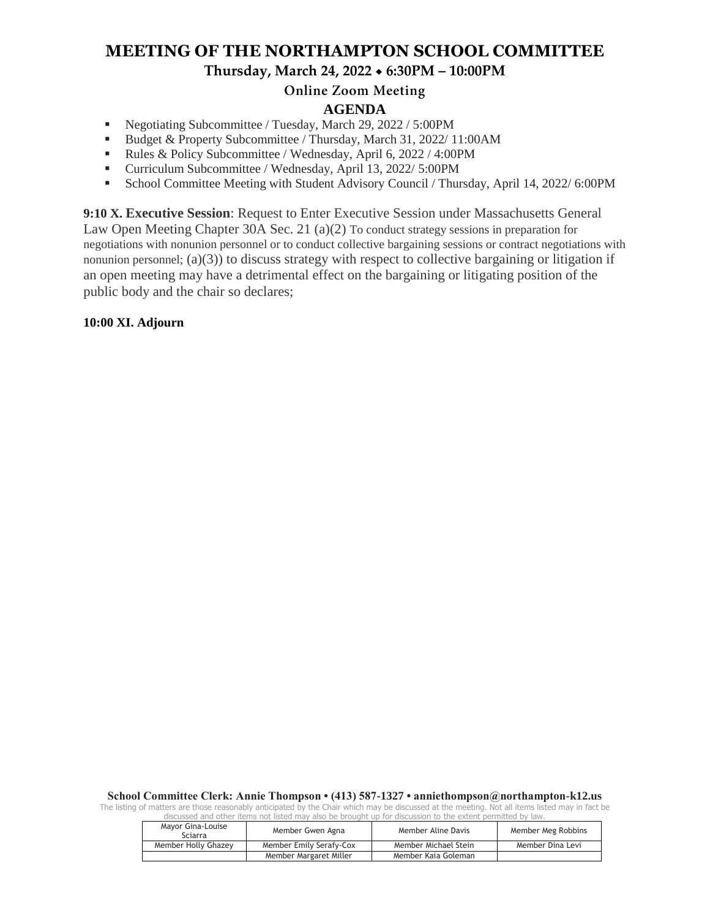# MEETING OF THE NORTHAMPTON SCHOOL COMMITTEE

## Thursday, March 24, 2022 ◆ 6:30PM – 10:00PM

### Online Zoom Meeting

### AGENDA

- Negotiating Subcommittee / Tuesday, March 29, 2022 / 5:00PM
- Budget & Property Subcommittee / Thursday, March 31, 2022/ 11:00AM
- Rules & Policy Subcommittee / Wednesday, April 6, 2022 / 4:00PM
- Curriculum Subcommittee / Wednesday, April 13, 2022/ 5:00PM
- School Committee Meeting with Student Advisory Council / Thursday, April 14, 2022/ 6:00PM

**9:10 X. Executive Session**: Request to Enter Executive Session under Massachusetts General Law Open Meeting Chapter 30A Sec. 21 (a)(2) To conduct strategy sessions in preparation for negotiations with nonunion personnel or to conduct collective bargaining sessions or contract negotiations with nonunion personnel; (a)(3)) to discuss strategy with respect to collective bargaining or litigation if an open meeting may have a detrimental effect on the bargaining or litigating position of the public body and the chair so declares;

**10:00 XI. Adjourn**

**School Committee Clerk: Annie Thompson • (413) 587-1327 • anniethompson@northampton-k12.us**

The listing of matters are those reasonably anticipated by the Chair which may be discussed at the meeting. Not all items listed may in fact be discussed and other items not listed may also be brought up for discussion to the extent permitted by law.

| | | | |
|---|---|---|---|
| Mayor Gina-Louise Sciarra | Member Gwen Agna | Member Aline Davis | Member Meg Robbins |
| Member Holly Ghazey | Member Emily Serafy-Cox | Member Michael Stein | Member Dina Levi |
| | Member Margaret Miller | Member Kaia Goleman | |